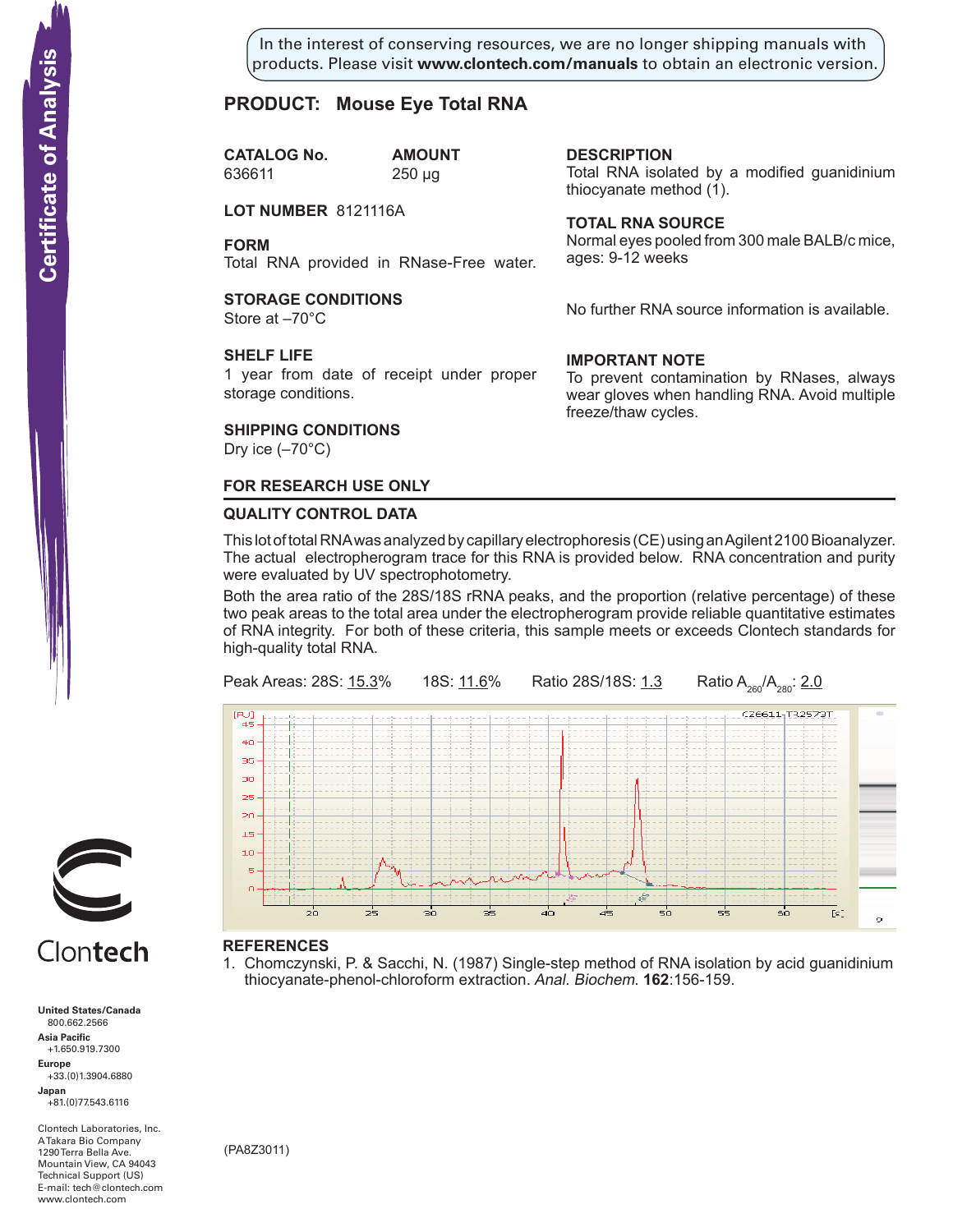In the interest of conserving resources, we are no longer shipping manuals with products. Please visit **www.clontech.com/manuals** to obtain an electronic version.

# PRODUCT: Mouse Eye Total RNA

**CATALOG No.**
636611

**AMOUNT**
250 µg

**LOT NUMBER** 8121116A

**FORM**
Total RNA provided in RNase-Free water.

**STORAGE CONDITIONS**
Store at –70°C

**SHELF LIFE**
1 year from date of receipt under proper storage conditions.

**SHIPPING CONDITIONS**
Dry ice (–70°C)

**DESCRIPTION**
Total RNA isolated by a modified guanidinium thiocyanate method (1).

**TOTAL RNA SOURCE**
Normal eyes pooled from 300 male BALB/c mice, ages: 9-12 weeks

No further RNA source information is available.

**IMPORTANT NOTE**
To prevent contamination by RNases, always wear gloves when handling RNA. Avoid multiple freeze/thaw cycles.

## FOR RESEARCH USE ONLY

## QUALITY CONTROL DATA

This lot of total RNA was analyzed by capillary electrophoresis (CE) using an Agilent 2100 Bioanalyzer. The actual electropherogram trace for this RNA is provided below. RNA concentration and purity were evaluated by UV spectrophotometry.

Both the area ratio of the 28S/18S rRNA peaks, and the proportion (relative percentage) of these two peak areas to the total area under the electropherogram provide reliable quantitative estimates of RNA integrity. For both of these criteria, this sample meets or exceeds Clontech standards for high-quality total RNA.

Peak Areas: 28S: 15.3% 18S: 11.6% Ratio 28S/18S: 1.3 Ratio $A_{260}/A_{280}$: 2.0

## REFERENCES

1. Chomczynski, P. & Sacchi, N. (1987) Single-step method of RNA isolation by acid guanidinium thiocyanate-phenol-chloroform extraction. *Anal. Biochem.* **162**:156-159.

(PA8Z3011)

Clontech

**United States/Canada**
800.662.2566
**Asia Pacific**
+1.650.919.7300
**Europe**
+33.(0)1.3904.6880
**Japan**
+81.(0)77.543.6116

Clontech Laboratories, Inc.
A Takara Bio Company
1290 Terra Bella Ave.
Mountain View, CA 94043
Technical Support (US)
E-mail: tech@clontech.com
www.clontech.com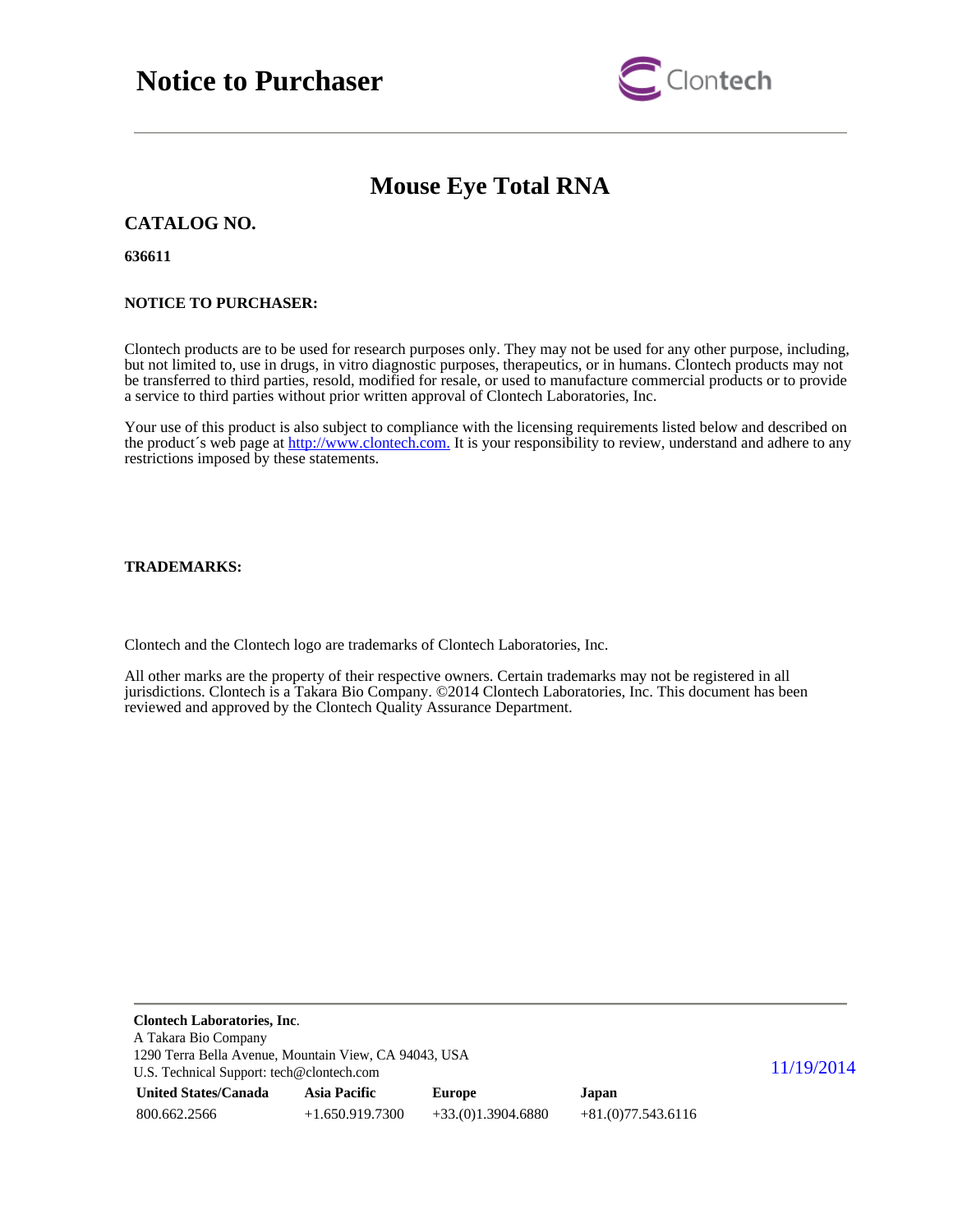# Notice to Purchaser

## Mouse Eye Total RNA

### CATALOG NO.

**636611**

**NOTICE TO PURCHASER:**

Clontech products are to be used for research purposes only. They may not be used for any other purpose, including, but not limited to, use in drugs, in vitro diagnostic purposes, therapeutics, or in humans. Clontech products may not be transferred to third parties, resold, modified for resale, or used to manufacture commercial products or to provide a service to third parties without prior written approval of Clontech Laboratories, Inc.

Your use of this product is also subject to compliance with the licensing requirements listed below and described on the product´s web page at http://www.clontech.com. It is your responsibility to review, understand and adhere to any restrictions imposed by these statements.

**TRADEMARKS:**

Clontech and the Clontech logo are trademarks of Clontech Laboratories, Inc.

All other marks are the property of their respective owners. Certain trademarks may not be registered in all jurisdictions. Clontech is a Takara Bio Company. ©2014 Clontech Laboratories, Inc. This document has been reviewed and approved by the Clontech Quality Assurance Department.

**Clontech Laboratories, Inc**.
A Takara Bio Company
1290 Terra Bella Avenue, Mountain View, CA 94043, USA
U.S. Technical Support: tech@clontech.com

| United States/Canada | Asia Pacific | Europe | Japan |
|---|---|---|---|
| 800.662.2566 | +1.650.919.7300 | +33.(0)1.3904.6880 | +81.(0)77.543.6116 |

11/19/2014